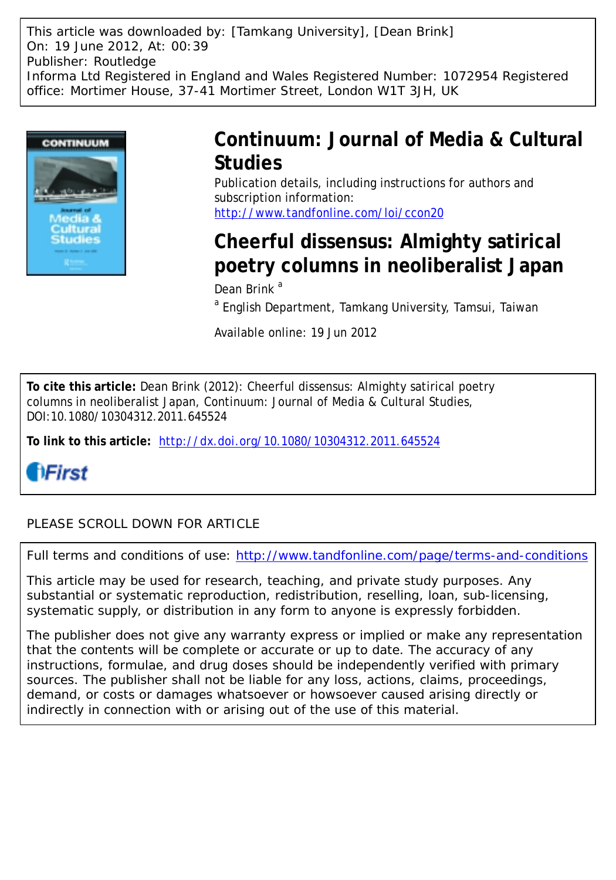This article was downloaded by: [Tamkang University], [Dean Brink]
On: 19 June 2012, At: 00:39
Publisher: Routledge
Informa Ltd Registered in England and Wales Registered Number: 1072954 Registered office: Mortimer House, 37-41 Mortimer Street, London W1T 3JH, UK

# Continuum: Journal of Media & Cultural Studies

Publication details, including instructions for authors and subscription information:
http://www.tandfonline.com/loi/ccon20

# Cheerful dissensus: Almighty satirical poetry columns in neoliberalist Japan

Dean Brink [a]

[a] English Department, Tamkang University, Tamsui, Taiwan

Available online: 19 Jun 2012

**To cite this article:** Dean Brink (2012): Cheerful dissensus: Almighty satirical poetry columns in neoliberalist Japan, Continuum: Journal of Media & Cultural Studies, DOI:10.1080/10304312.2011.645524

**To link to this article:** http://dx.doi.org/10.1080/10304312.2011.645524

iFirst

PLEASE SCROLL DOWN FOR ARTICLE

Full terms and conditions of use: http://www.tandfonline.com/page/terms-and-conditions

This article may be used for research, teaching, and private study purposes. Any substantial or systematic reproduction, redistribution, reselling, loan, sub-licensing, systematic supply, or distribution in any form to anyone is expressly forbidden.

The publisher does not give any warranty express or implied or make any representation that the contents will be complete or accurate or up to date. The accuracy of any instructions, formulae, and drug doses should be independently verified with primary sources. The publisher shall not be liable for any loss, actions, claims, proceedings, demand, or costs or damages whatsoever or howsoever caused arising directly or indirectly in connection with or arising out of the use of this material.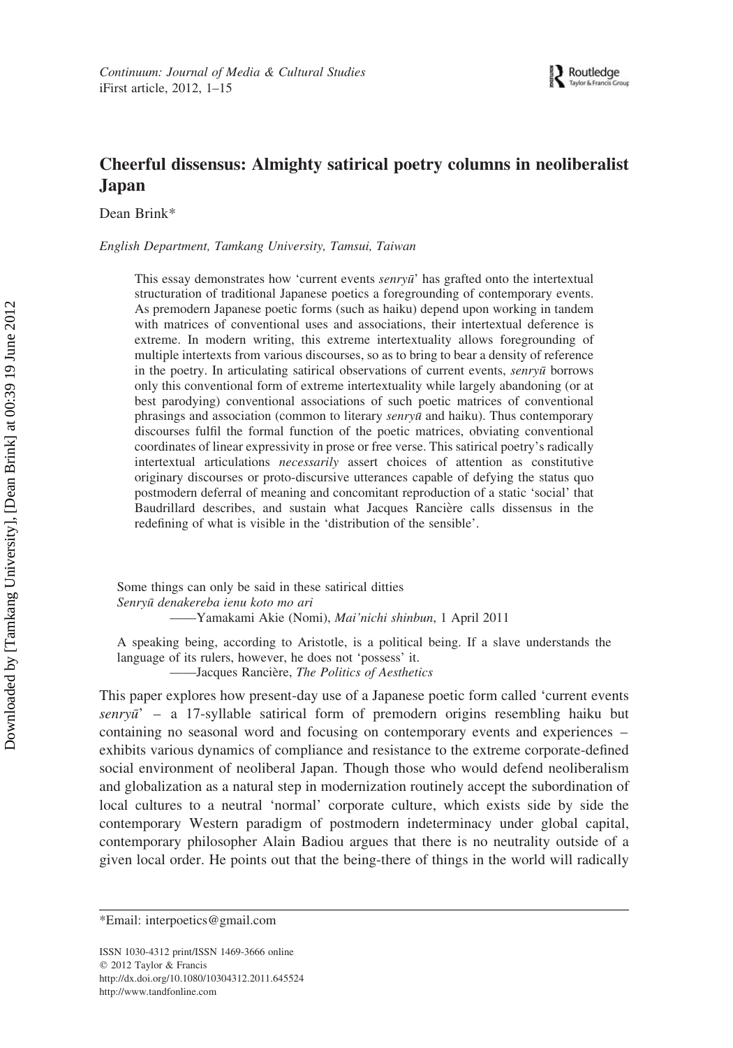# Cheerful dissensus: Almighty satirical poetry columns in neoliberalist Japan

Dean Brink*

*English Department, Tamkang University, Tamsui, Taiwan*

> This essay demonstrates how 'current events *senryū*' has grafted onto the intertextual structuration of traditional Japanese poetics a foregrounding of contemporary events. As premodern Japanese poetic forms (such as haiku) depend upon working in tandem with matrices of conventional uses and associations, their intertextual deference is extreme. In modern writing, this extreme intertextuality allows foregrounding of multiple intertexts from various discourses, so as to bring to bear a density of reference in the poetry. In articulating satirical observations of current events, *senryū* borrows only this conventional form of extreme intertextuality while largely abandoning (or at best parodying) conventional associations of such poetic matrices of conventional phrasings and association (common to literary *senryū* and haiku). Thus contemporary discourses fulfil the formal function of the poetic matrices, obviating conventional coordinates of linear expressivity in prose or free verse. This satirical poetry's radically intertextual articulations *necessarily* assert choices of attention as constitutive originary discourses or proto-discursive utterances capable of defying the status quo postmodern deferral of meaning and concomitant reproduction of a static 'social' that Baudrillard describes, and sustain what Jacques Rancière calls dissensus in the redefining of what is visible in the 'distribution of the sensible'.

> Some things can only be said in these satirical ditties
> *Senryū denakereba ienu koto mo ari*
> ——Yamakami Akie (Nomi), *Mai'nichi shinbun*, 1 April 2011

> A speaking being, according to Aristotle, is a political being. If a slave understands the language of its rulers, however, he does not 'possess' it.
> ——Jacques Rancière, *The Politics of Aesthetics*

This paper explores how present-day use of a Japanese poetic form called 'current events *senryū*' – a 17-syllable satirical form of premodern origins resembling haiku but containing no seasonal word and focusing on contemporary events and experiences – exhibits various dynamics of compliance and resistance to the extreme corporate-defined social environment of neoliberal Japan. Though those who would defend neoliberalism and globalization as a natural step in modernization routinely accept the subordination of local cultures to a neutral 'normal' corporate culture, which exists side by side the contemporary Western paradigm of postmodern indeterminacy under global capital, contemporary philosopher Alain Badiou argues that there is no neutrality outside of a given local order. He points out that the being-there of things in the world will radically

---

*Email: interpoetics@gmail.com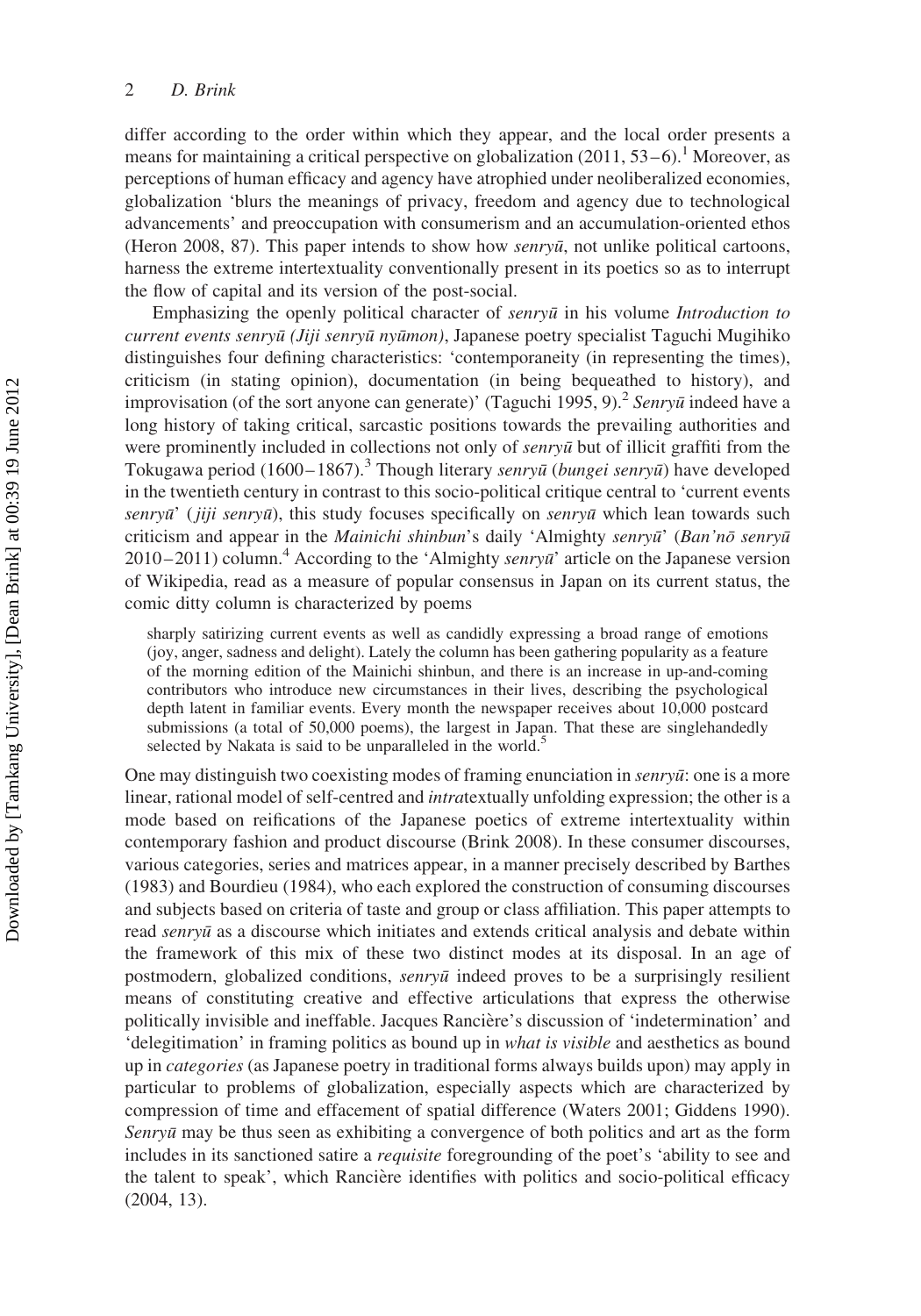differ according to the order within which they appear, and the local order presents a means for maintaining a critical perspective on globalization (2011, 53–6).[1] Moreover, as perceptions of human efficacy and agency have atrophied under neoliberalized economies, globalization 'blurs the meanings of privacy, freedom and agency due to technological advancements' and preoccupation with consumerism and an accumulation-oriented ethos (Heron 2008, 87). This paper intends to show how *senryū*, not unlike political cartoons, harness the extreme intertextuality conventionally present in its poetics so as to interrupt the flow of capital and its version of the post-social.

Emphasizing the openly political character of *senryū* in his volume *Introduction to current events senryū (Jiji senryū nyūmon)*, Japanese poetry specialist Taguchi Mugihiko distinguishes four defining characteristics: 'contemporaneity (in representing the times), criticism (in stating opinion), documentation (in being bequeathed to history), and improvisation (of the sort anyone can generate)' (Taguchi 1995, 9).[2] *Senryū* indeed have a long history of taking critical, sarcastic positions towards the prevailing authorities and were prominently included in collections not only of *senryū* but of illicit graffiti from the Tokugawa period (1600–1867).[3] Though literary *senryū* (*bungei senryū*) have developed in the twentieth century in contrast to this socio-political critique central to 'current events *senryū*' (*jiji senryū*), this study focuses specifically on *senryū* which lean towards such criticism and appear in the *Mainichi shinbun*'s daily 'Almighty *senryū*' (*Ban'nō senryū* 2010–2011) column.[4] According to the 'Almighty *senryū*' article on the Japanese version of Wikipedia, read as a measure of popular consensus in Japan on its current status, the comic ditty column is characterized by poems

> sharply satirizing current events as well as candidly expressing a broad range of emotions (joy, anger, sadness and delight). Lately the column has been gathering popularity as a feature of the morning edition of the Mainichi shinbun, and there is an increase in up-and-coming contributors who introduce new circumstances in their lives, describing the psychological depth latent in familiar events. Every month the newspaper receives about 10,000 postcard submissions (a total of 50,000 poems), the largest in Japan. That these are singlehandedly selected by Nakata is said to be unparalleled in the world.[5]

One may distinguish two coexisting modes of framing enunciation in *senryū*: one is a more linear, rational model of self-centred and *intra*textually unfolding expression; the other is a mode based on reifications of the Japanese poetics of extreme intertextuality within contemporary fashion and product discourse (Brink 2008). In these consumer discourses, various categories, series and matrices appear, in a manner precisely described by Barthes (1983) and Bourdieu (1984), who each explored the construction of consuming discourses and subjects based on criteria of taste and group or class affiliation. This paper attempts to read *senryū* as a discourse which initiates and extends critical analysis and debate within the framework of this mix of these two distinct modes at its disposal. In an age of postmodern, globalized conditions, *senryū* indeed proves to be a surprisingly resilient means of constituting creative and effective articulations that express the otherwise politically invisible and ineffable. Jacques Rancière's discussion of 'indetermination' and 'delegitimation' in framing politics as bound up in *what is visible* and aesthetics as bound up in *categories* (as Japanese poetry in traditional forms always builds upon) may apply in particular to problems of globalization, especially aspects which are characterized by compression of time and effacement of spatial difference (Waters 2001; Giddens 1990). *Senryū* may be thus seen as exhibiting a convergence of both politics and art as the form includes in its sanctioned satire a *requisite* foregrounding of the poet's 'ability to see and the talent to speak', which Rancière identifies with politics and socio-political efficacy (2004, 13).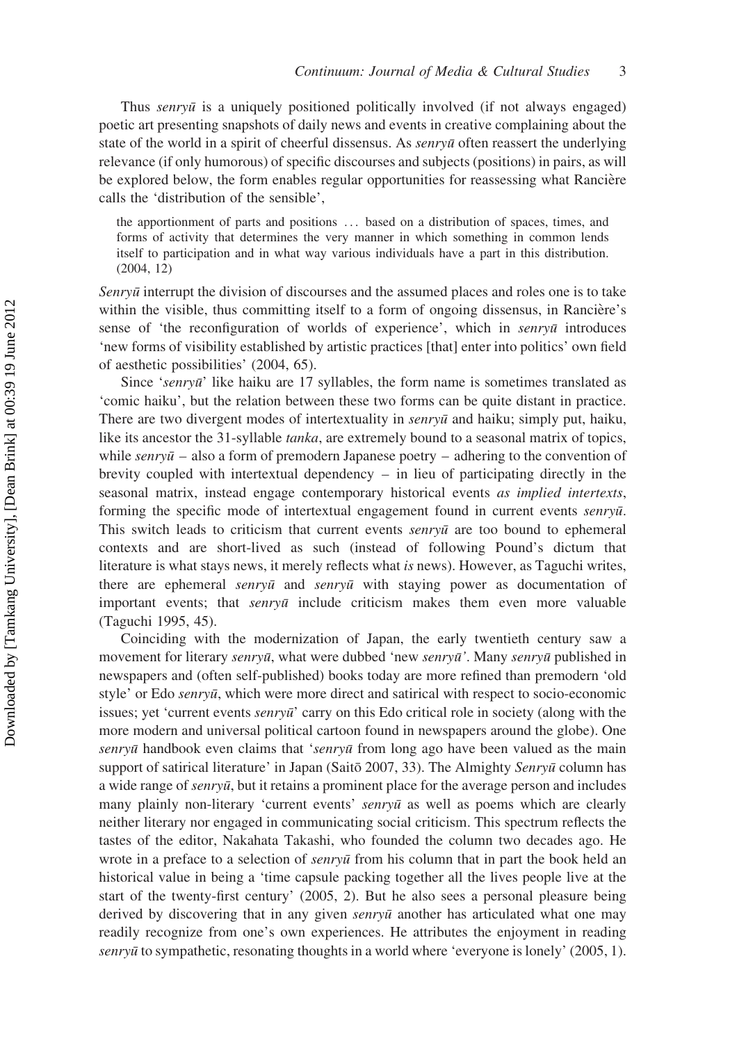Thus *senryū* is a uniquely positioned politically involved (if not always engaged) poetic art presenting snapshots of daily news and events in creative complaining about the state of the world in a spirit of cheerful dissensus. As *senryū* often reassert the underlying relevance (if only humorous) of specific discourses and subjects (positions) in pairs, as will be explored below, the form enables regular opportunities for reassessing what Rancière calls the 'distribution of the sensible',

> the apportionment of parts and positions ... based on a distribution of spaces, times, and forms of activity that determines the very manner in which something in common lends itself to participation and in what way various individuals have a part in this distribution. (2004, 12)

*Senryū* interrupt the division of discourses and the assumed places and roles one is to take within the visible, thus committing itself to a form of ongoing dissensus, in Rancière's sense of 'the reconfiguration of worlds of experience', which in *senryū* introduces 'new forms of visibility established by artistic practices [that] enter into politics' own field of aesthetic possibilities' (2004, 65).

Since '*senryū*' like haiku are 17 syllables, the form name is sometimes translated as 'comic haiku', but the relation between these two forms can be quite distant in practice. There are two divergent modes of intertextuality in *senryū* and haiku; simply put, haiku, like its ancestor the 31-syllable *tanka*, are extremely bound to a seasonal matrix of topics, while *senryū* – also a form of premodern Japanese poetry – adhering to the convention of brevity coupled with intertextual dependency – in lieu of participating directly in the seasonal matrix, instead engage contemporary historical events *as implied intertexts*, forming the specific mode of intertextual engagement found in current events *senryū*. This switch leads to criticism that current events *senryū* are too bound to ephemeral contexts and are short-lived as such (instead of following Pound's dictum that literature is what stays news, it merely reflects what *is* news). However, as Taguchi writes, there are ephemeral *senryū* and *senryū* with staying power as documentation of important events; that *senryū* include criticism makes them even more valuable (Taguchi 1995, 45).

Coinciding with the modernization of Japan, the early twentieth century saw a movement for literary *senryū*, what were dubbed 'new *senryū*'. Many *senryū* published in newspapers and (often self-published) books today are more refined than premodern 'old style' or Edo *senryū*, which were more direct and satirical with respect to socio-economic issues; yet 'current events *senryū*' carry on this Edo critical role in society (along with the more modern and universal political cartoon found in newspapers around the globe). One *senryū* handbook even claims that '*senryū* from long ago have been valued as the main support of satirical literature' in Japan (Saitō 2007, 33). The Almighty *Senryū* column has a wide range of *senryū*, but it retains a prominent place for the average person and includes many plainly non-literary 'current events' *senryū* as well as poems which are clearly neither literary nor engaged in communicating social criticism. This spectrum reflects the tastes of the editor, Nakahata Takashi, who founded the column two decades ago. He wrote in a preface to a selection of *senryū* from his column that in part the book held an historical value in being a 'time capsule packing together all the lives people live at the start of the twenty-first century' (2005, 2). But he also sees a personal pleasure being derived by discovering that in any given *senryū* another has articulated what one may readily recognize from one's own experiences. He attributes the enjoyment in reading *senryū* to sympathetic, resonating thoughts in a world where 'everyone is lonely' (2005, 1).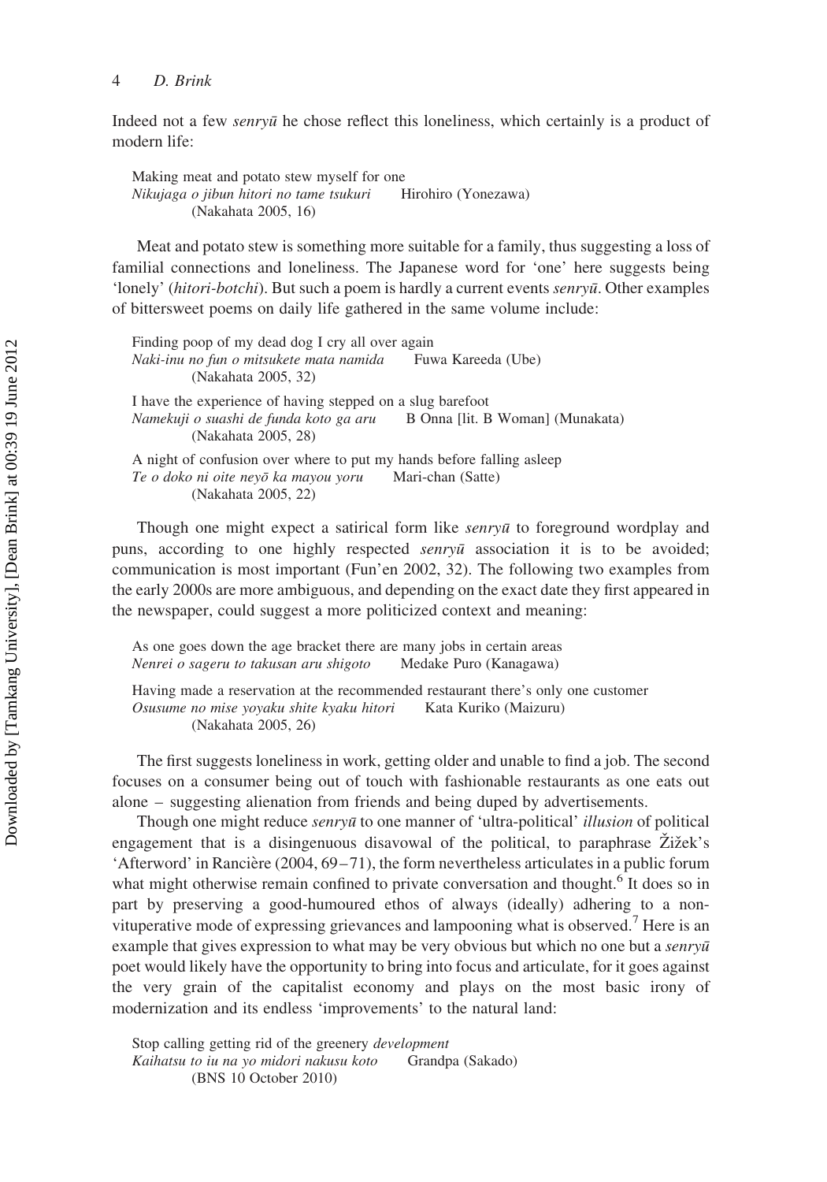Indeed not a few *senryū* he chose reflect this loneliness, which certainly is a product of modern life:

> Making meat and potato stew myself for one
> *Nikujaga o jibun hitori no tame tsukuri* Hirohiro (Yonezawa)
> (Nakahata 2005, 16)

Meat and potato stew is something more suitable for a family, thus suggesting a loss of familial connections and loneliness. The Japanese word for 'one' here suggests being 'lonely' (*hitori-botchi*). But such a poem is hardly a current events *senryū*. Other examples of bittersweet poems on daily life gathered in the same volume include:

> Finding poop of my dead dog I cry all over again
> *Naki-inu no fun o mitsukete mata namida* Fuwa Kareeda (Ube)
> (Nakahata 2005, 32)

> I have the experience of having stepped on a slug barefoot
> *Namekuji o suashi de funda koto ga aru* B Onna [lit. B Woman] (Munakata)
> (Nakahata 2005, 28)

> A night of confusion over where to put my hands before falling asleep
> *Te o doko ni oite neyō ka mayou yoru* Mari-chan (Satte)
> (Nakahata 2005, 22)

Though one might expect a satirical form like *senryū* to foreground wordplay and puns, according to one highly respected *senryū* association it is to be avoided; communication is most important (Fun'en 2002, 32). The following two examples from the early 2000s are more ambiguous, and depending on the exact date they first appeared in the newspaper, could suggest a more politicized context and meaning:

> As one goes down the age bracket there are many jobs in certain areas
> *Nenrei o sageru to takusan aru shigoto* Medake Puro (Kanagawa)

> Having made a reservation at the recommended restaurant there's only one customer
> *Osusume no mise yoyaku shite kyaku hitori* Kata Kuriko (Maizuru)
> (Nakahata 2005, 26)

The first suggests loneliness in work, getting older and unable to find a job. The second focuses on a consumer being out of touch with fashionable restaurants as one eats out alone – suggesting alienation from friends and being duped by advertisements.

Though one might reduce *senryū* to one manner of 'ultra-political' *illusion* of political engagement that is a disingenuous disavowal of the political, to paraphrase Žižek's 'Afterword' in Rancière (2004, 69–71), the form nevertheless articulates in a public forum what might otherwise remain confined to private conversation and thought.[6] It does so in part by preserving a good-humoured ethos of always (ideally) adhering to a non-vituperative mode of expressing grievances and lampooning what is observed.[7] Here is an example that gives expression to what may be very obvious but which no one but a *senryū* poet would likely have the opportunity to bring into focus and articulate, for it goes against the very grain of the capitalist economy and plays on the most basic irony of modernization and its endless 'improvements' to the natural land:

> Stop calling getting rid of the greenery *development*
> *Kaihatsu to iu na yo midori nakusu koto* Grandpa (Sakado)
> (BNS 10 October 2010)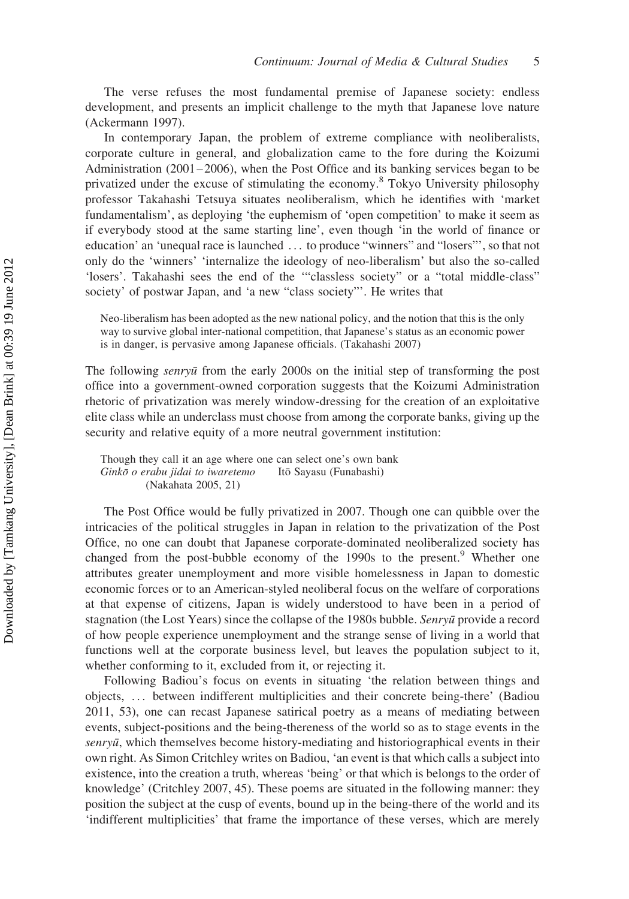The verse refuses the most fundamental premise of Japanese society: endless development, and presents an implicit challenge to the myth that Japanese love nature (Ackermann 1997).

In contemporary Japan, the problem of extreme compliance with neoliberalists, corporate culture in general, and globalization came to the fore during the Koizumi Administration (2001–2006), when the Post Office and its banking services began to be privatized under the excuse of stimulating the economy.[8] Tokyo University philosophy professor Takahashi Tetsuya situates neoliberalism, which he identifies with 'market fundamentalism', as deploying 'the euphemism of 'open competition' to make it seem as if everybody stood at the same starting line', even though 'in the world of finance or education' an 'unequal race is launched … to produce "winners" and "losers"', so that not only do the 'winners' 'internalize the ideology of neo-liberalism' but also the so-called 'losers'. Takahashi sees the end of the '"classless society" or a "total middle-class" society' of postwar Japan, and 'a new "class society"'. He writes that

> Neo-liberalism has been adopted as the new national policy, and the notion that this is the only way to survive global inter-national competition, that Japanese's status as an economic power is in danger, is pervasive among Japanese officials. (Takahashi 2007)

The following *senryū* from the early 2000s on the initial step of transforming the post office into a government-owned corporation suggests that the Koizumi Administration rhetoric of privatization was merely window-dressing for the creation of an exploitative elite class while an underclass must choose from among the corporate banks, giving up the security and relative equity of a more neutral government institution:

> Though they call it an age where one can select one's own bank
> *Ginkō o erabu jidai to iwaretemo* Itō Sayasu (Funabashi)
> (Nakahata 2005, 21)

The Post Office would be fully privatized in 2007. Though one can quibble over the intricacies of the political struggles in Japan in relation to the privatization of the Post Office, no one can doubt that Japanese corporate-dominated neoliberalized society has changed from the post-bubble economy of the 1990s to the present.[9] Whether one attributes greater unemployment and more visible homelessness in Japan to domestic economic forces or to an American-styled neoliberal focus on the welfare of corporations at that expense of citizens, Japan is widely understood to have been in a period of stagnation (the Lost Years) since the collapse of the 1980s bubble. *Senryū* provide a record of how people experience unemployment and the strange sense of living in a world that functions well at the corporate business level, but leaves the population subject to it, whether conforming to it, excluded from it, or rejecting it.

Following Badiou's focus on events in situating 'the relation between things and objects, … between indifferent multiplicities and their concrete being-there' (Badiou 2011, 53), one can recast Japanese satirical poetry as a means of mediating between events, subject-positions and the being-thereness of the world so as to stage events in the *senryū*, which themselves become history-mediating and historiographical events in their own right. As Simon Critchley writes on Badiou, 'an event is that which calls a subject into existence, into the creation a truth, whereas 'being' or that which is belongs to the order of knowledge' (Critchley 2007, 45). These poems are situated in the following manner: they position the subject at the cusp of events, bound up in the being-there of the world and its 'indifferent multiplicities' that frame the importance of these verses, which are merely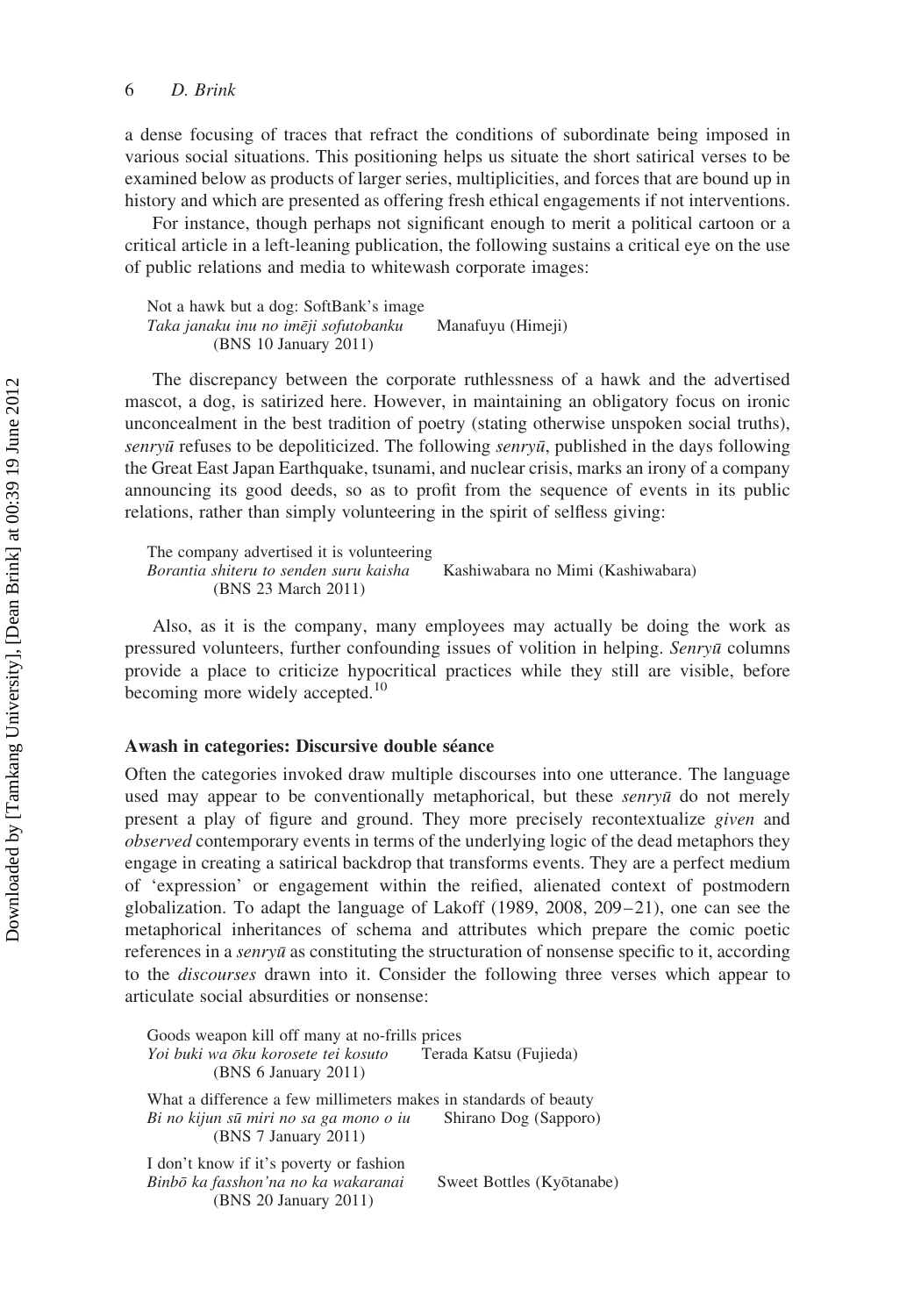a dense focusing of traces that refract the conditions of subordinate being imposed in various social situations. This positioning helps us situate the short satirical verses to be examined below as products of larger series, multiplicities, and forces that are bound up in history and which are presented as offering fresh ethical engagements if not interventions.

For instance, though perhaps not significant enough to merit a political cartoon or a critical article in a left-leaning publication, the following sustains a critical eye on the use of public relations and media to whitewash corporate images:

> Not a hawk but a dog: SoftBank's image
> *Taka janaku inu no imēji sofutobanku* Manafuyu (Himeji)
> (BNS 10 January 2011)

The discrepancy between the corporate ruthlessness of a hawk and the advertised mascot, a dog, is satirized here. However, in maintaining an obligatory focus on ironic unconcealment in the best tradition of poetry (stating otherwise unspoken social truths), *senryū* refuses to be depoliticized. The following *senryū*, published in the days following the Great East Japan Earthquake, tsunami, and nuclear crisis, marks an irony of a company announcing its good deeds, so as to profit from the sequence of events in its public relations, rather than simply volunteering in the spirit of selfless giving:

> The company advertised it is volunteering
> *Borantia shiteru to senden suru kaisha* Kashiwabara no Mimi (Kashiwabara)
> (BNS 23 March 2011)

Also, as it is the company, many employees may actually be doing the work as pressured volunteers, further confounding issues of volition in helping. *Senryū* columns provide a place to criticize hypocritical practices while they still are visible, before becoming more widely accepted.[10]

### Awash in categories: Discursive double séance

Often the categories invoked draw multiple discourses into one utterance. The language used may appear to be conventionally metaphorical, but these *senryū* do not merely present a play of figure and ground. They more precisely recontextualize *given* and *observed* contemporary events in terms of the underlying logic of the dead metaphors they engage in creating a satirical backdrop that transforms events. They are a perfect medium of 'expression' or engagement within the reified, alienated context of postmodern globalization. To adapt the language of Lakoff (1989, 2008, 209–21), one can see the metaphorical inheritances of schema and attributes which prepare the comic poetic references in a *senryū* as constituting the structuration of nonsense specific to it, according to the *discourses* drawn into it. Consider the following three verses which appear to articulate social absurdities or nonsense:

> Goods weapon kill off many at no-frills prices
> *Yoi buki wa ōku korosete tei kosuto* Terada Katsu (Fujieda)
> (BNS 6 January 2011)

> What a difference a few millimeters makes in standards of beauty
> *Bi no kijun sū miri no sa ga mono o iu* Shirano Dog (Sapporo)
> (BNS 7 January 2011)

> I don't know if it's poverty or fashion
> *Binbō ka fasshon'na no ka wakaranai* Sweet Bottles (Kyōtanabe)
> (BNS 20 January 2011)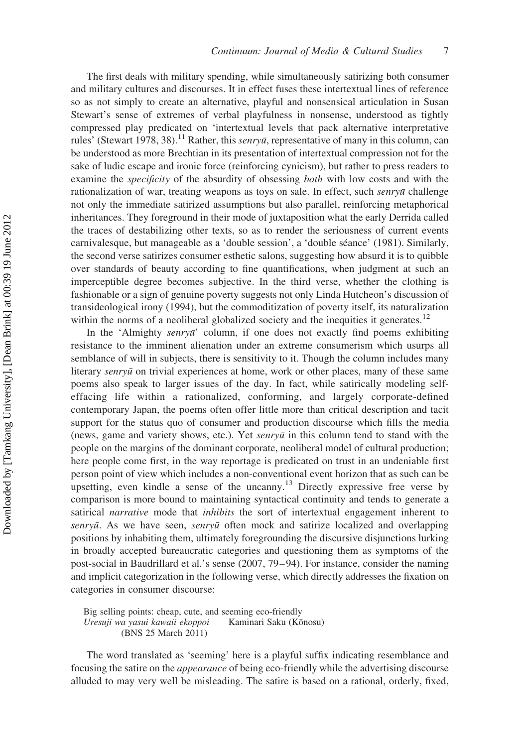The first deals with military spending, while simultaneously satirizing both consumer and military cultures and discourses. It in effect fuses these intertextual lines of reference so as not simply to create an alternative, playful and nonsensical articulation in Susan Stewart's sense of extremes of verbal playfulness in nonsense, understood as tightly compressed play predicated on 'intertextual levels that pack alternative interpretative rules' (Stewart 1978, 38).[11] Rather, this *senryū*, representative of many in this column, can be understood as more Brechtian in its presentation of intertextual compression not for the sake of ludic escape and ironic force (reinforcing cynicism), but rather to press readers to examine the *specificity* of the absurdity of obsessing *both* with low costs and with the rationalization of war, treating weapons as toys on sale. In effect, such *senryū* challenge not only the immediate satirized assumptions but also parallel, reinforcing metaphorical inheritances. They foreground in their mode of juxtaposition what the early Derrida called the traces of destabilizing other texts, so as to render the seriousness of current events carnivalesque, but manageable as a 'double session', a 'double séance' (1981). Similarly, the second verse satirizes consumer esthetic salons, suggesting how absurd it is to quibble over standards of beauty according to fine quantifications, when judgment at such an imperceptible degree becomes subjective. In the third verse, whether the clothing is fashionable or a sign of genuine poverty suggests not only Linda Hutcheon's discussion of transideological irony (1994), but the commoditization of poverty itself, its naturalization within the norms of a neoliberal globalized society and the inequities it generates.[12]

In the 'Almighty *senryū*' column, if one does not exactly find poems exhibiting resistance to the imminent alienation under an extreme consumerism which usurps all semblance of will in subjects, there is sensitivity to it. Though the column includes many literary *senryū* on trivial experiences at home, work or other places, many of these same poems also speak to larger issues of the day. In fact, while satirically modeling self-effacing life within a rationalized, conforming, and largely corporate-defined contemporary Japan, the poems often offer little more than critical description and tacit support for the status quo of consumer and production discourse which fills the media (news, game and variety shows, etc.). Yet *senryū* in this column tend to stand with the people on the margins of the dominant corporate, neoliberal model of cultural production; here people come first, in the way reportage is predicated on trust in an undeniable first person point of view which includes a non-conventional event horizon that as such can be upsetting, even kindle a sense of the uncanny.[13] Directly expressive free verse by comparison is more bound to maintaining syntactical continuity and tends to generate a satirical *narrative* mode that *inhibits* the sort of intertextual engagement inherent to *senryū*. As we have seen, *senryū* often mock and satirize localized and overlapping positions by inhabiting them, ultimately foregrounding the discursive disjunctions lurking in broadly accepted bureaucratic categories and questioning them as symptoms of the post-social in Baudrillard et al.'s sense (2007, 79–94). For instance, consider the naming and implicit categorization in the following verse, which directly addresses the fixation on categories in consumer discourse:

> Big selling points: cheap, cute, and seeming eco-friendly
> *Uresuji wa yasui kawaii ekoppoi* Kaminari Saku (Kōnosu)
> (BNS 25 March 2011)

The word translated as 'seeming' here is a playful suffix indicating resemblance and focusing the satire on the *appearance* of being eco-friendly while the advertising discourse alluded to may very well be misleading. The satire is based on a rational, orderly, fixed,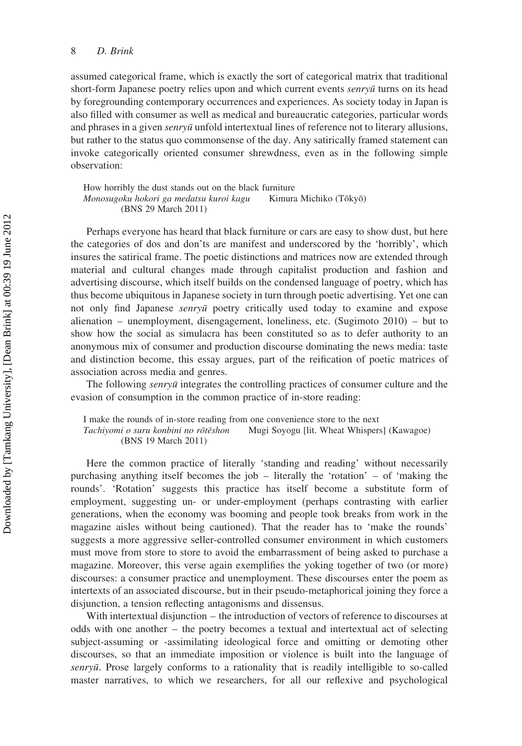assumed categorical frame, which is exactly the sort of categorical matrix that traditional short-form Japanese poetry relies upon and which current events *senryū* turns on its head by foregrounding contemporary occurrences and experiences. As society today in Japan is also filled with consumer as well as medical and bureaucratic categories, particular words and phrases in a given *senryū* unfold intertextual lines of reference not to literary allusions, but rather to the status quo commonsense of the day. Any satirically framed statement can invoke categorically oriented consumer shrewdness, even as in the following simple observation:

> How horribly the dust stands out on the black furniture
> *Monosugoku hokori ga medatsu kuroi kagu* Kimura Michiko (Tōkyō)
> (BNS 29 March 2011)

Perhaps everyone has heard that black furniture or cars are easy to show dust, but here the categories of dos and don'ts are manifest and underscored by the 'horribly', which insures the satirical frame. The poetic distinctions and matrices now are extended through material and cultural changes made through capitalist production and fashion and advertising discourse, which itself builds on the condensed language of poetry, which has thus become ubiquitous in Japanese society in turn through poetic advertising. Yet one can not only find Japanese *senryū* poetry critically used today to examine and expose alienation – unemployment, disengagement, loneliness, etc. (Sugimoto 2010) – but to show how the social as simulacra has been constituted so as to defer authority to an anonymous mix of consumer and production discourse dominating the news media: taste and distinction become, this essay argues, part of the reification of poetic matrices of association across media and genres.

The following *senryū* integrates the controlling practices of consumer culture and the evasion of consumption in the common practice of in-store reading:

> I make the rounds of in-store reading from one convenience store to the next
> *Tachiyomi o suru konbini no rōtēshon* Mugi Soyogu [lit. Wheat Whispers] (Kawagoe)
> (BNS 19 March 2011)

Here the common practice of literally 'standing and reading' without necessarily purchasing anything itself becomes the job – literally the 'rotation' – of 'making the rounds'. 'Rotation' suggests this practice has itself become a substitute form of employment, suggesting un- or under-employment (perhaps contrasting with earlier generations, when the economy was booming and people took breaks from work in the magazine aisles without being cautioned). That the reader has to 'make the rounds' suggests a more aggressive seller-controlled consumer environment in which customers must move from store to store to avoid the embarrassment of being asked to purchase a magazine. Moreover, this verse again exemplifies the yoking together of two (or more) discourses: a consumer practice and unemployment. These discourses enter the poem as intertexts of an associated discourse, but in their pseudo-metaphorical joining they force a disjunction, a tension reflecting antagonisms and dissensus.

With intertextual disjunction – the introduction of vectors of reference to discourses at odds with one another – the poetry becomes a textual and intertextual act of selecting subject-assuming or -assimilating ideological force and omitting or demoting other discourses, so that an immediate imposition or violence is built into the language of *senryū*. Prose largely conforms to a rationality that is readily intelligible to so-called master narratives, to which we researchers, for all our reflexive and psychological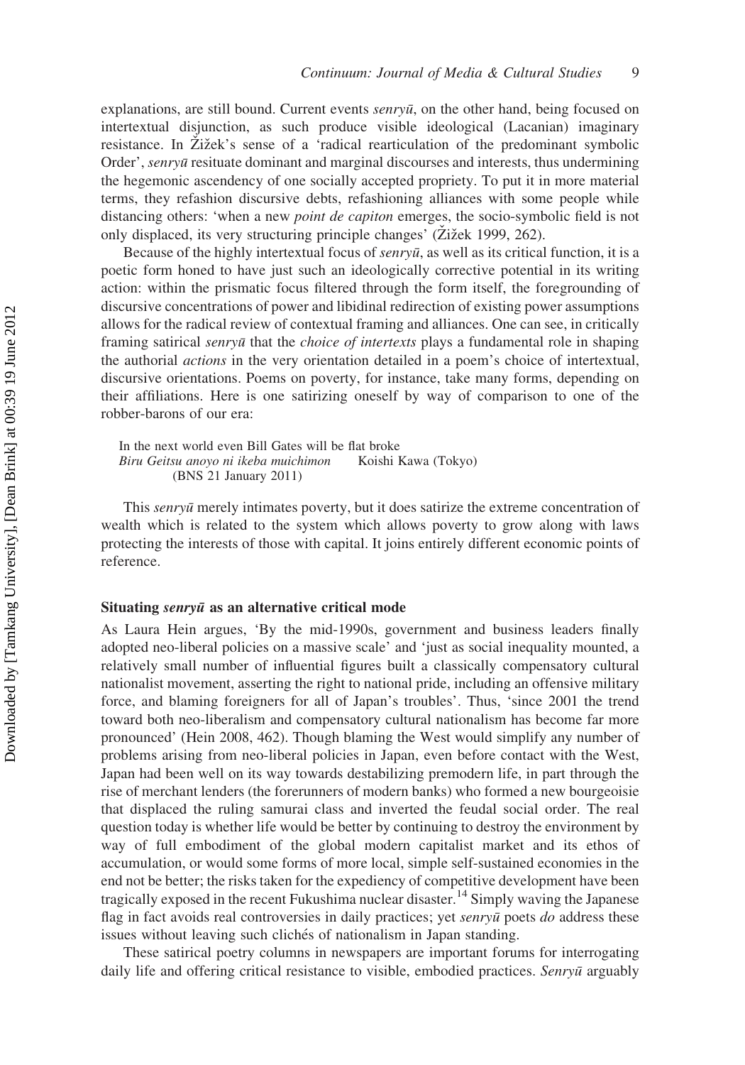explanations, are still bound. Current events *senryū*, on the other hand, being focused on intertextual disjunction, as such produce visible ideological (Lacanian) imaginary resistance. In Žižek's sense of a 'radical rearticulation of the predominant symbolic Order', *senryū* resituate dominant and marginal discourses and interests, thus undermining the hegemonic ascendency of one socially accepted propriety. To put it in more material terms, they refashion discursive debts, refashioning alliances with some people while distancing others: 'when a new *point de capiton* emerges, the socio-symbolic field is not only displaced, its very structuring principle changes' (Žižek 1999, 262).

Because of the highly intertextual focus of *senryū*, as well as its critical function, it is a poetic form honed to have just such an ideologically corrective potential in its writing action: within the prismatic focus filtered through the form itself, the foregrounding of discursive concentrations of power and libidinal redirection of existing power assumptions allows for the radical review of contextual framing and alliances. One can see, in critically framing satirical *senryū* that the *choice of intertexts* plays a fundamental role in shaping the authorial *actions* in the very orientation detailed in a poem's choice of intertextual, discursive orientations. Poems on poverty, for instance, take many forms, depending on their affiliations. Here is one satirizing oneself by way of comparison to one of the robber-barons of our era:

> In the next world even Bill Gates will be flat broke
> *Biru Geitsu anoyo ni ikeba muichimon* Koishi Kawa (Tokyo)
> (BNS 21 January 2011)

This *senryū* merely intimates poverty, but it does satirize the extreme concentration of wealth which is related to the system which allows poverty to grow along with laws protecting the interests of those with capital. It joins entirely different economic points of reference.

## Situating *senryū* as an alternative critical mode

As Laura Hein argues, 'By the mid-1990s, government and business leaders finally adopted neo-liberal policies on a massive scale' and 'just as social inequality mounted, a relatively small number of influential figures built a classically compensatory cultural nationalist movement, asserting the right to national pride, including an offensive military force, and blaming foreigners for all of Japan's troubles'. Thus, 'since 2001 the trend toward both neo-liberalism and compensatory cultural nationalism has become far more pronounced' (Hein 2008, 462). Though blaming the West would simplify any number of problems arising from neo-liberal policies in Japan, even before contact with the West, Japan had been well on its way towards destabilizing premodern life, in part through the rise of merchant lenders (the forerunners of modern banks) who formed a new bourgeoisie that displaced the ruling samurai class and inverted the feudal social order. The real question today is whether life would be better by continuing to destroy the environment by way of full embodiment of the global modern capitalist market and its ethos of accumulation, or would some forms of more local, simple self-sustained economies in the end not be better; the risks taken for the expediency of competitive development have been tragically exposed in the recent Fukushima nuclear disaster.[14] Simply waving the Japanese flag in fact avoids real controversies in daily practices; yet *senryū* poets *do* address these issues without leaving such clichés of nationalism in Japan standing.

These satirical poetry columns in newspapers are important forums for interrogating daily life and offering critical resistance to visible, embodied practices. *Senryū* arguably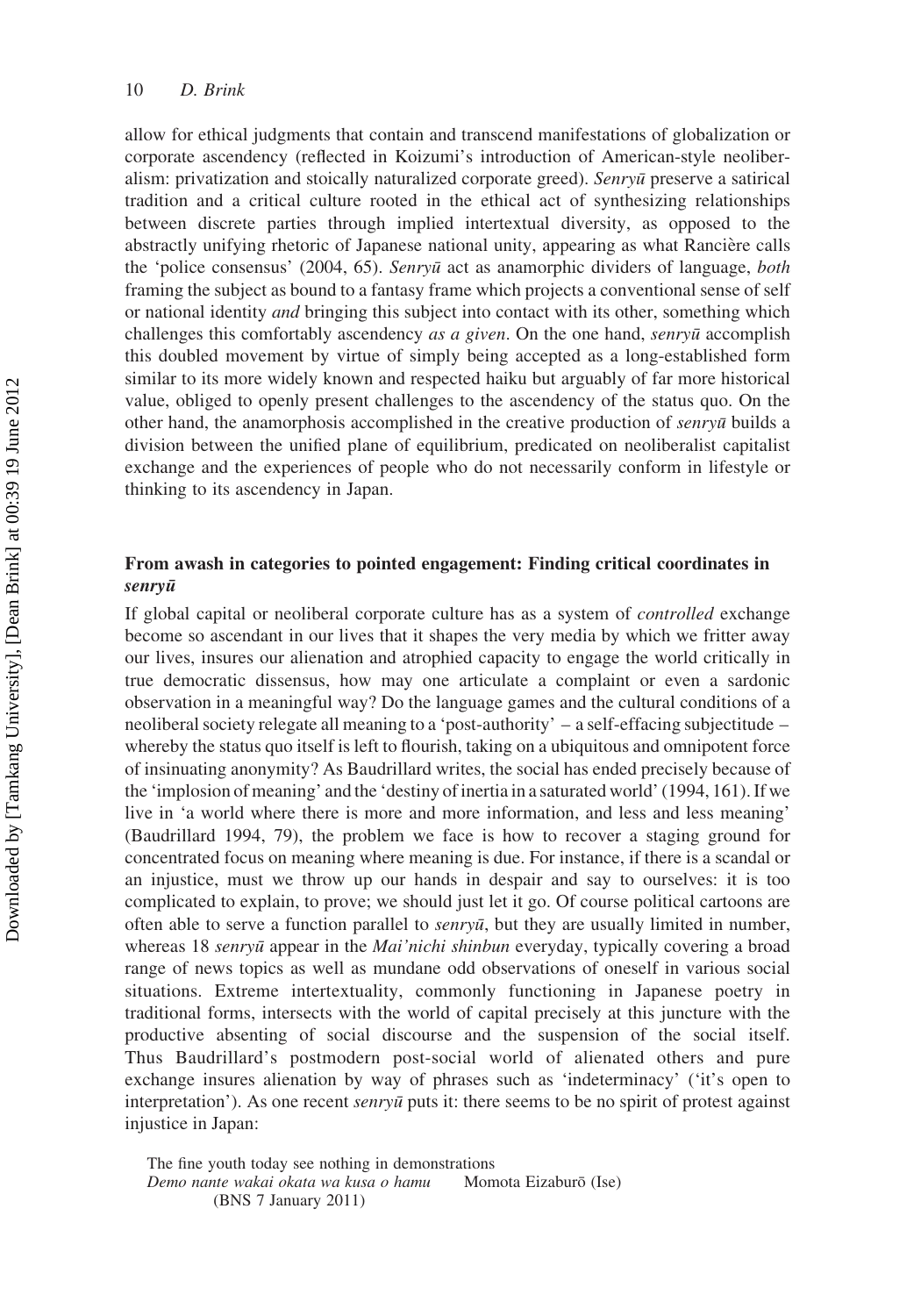allow for ethical judgments that contain and transcend manifestations of globalization or corporate ascendency (reflected in Koizumi's introduction of American-style neoliberalism: privatization and stoically naturalized corporate greed). *Senryū* preserve a satirical tradition and a critical culture rooted in the ethical act of synthesizing relationships between discrete parties through implied intertextual diversity, as opposed to the abstractly unifying rhetoric of Japanese national unity, appearing as what Rancière calls the 'police consensus' (2004, 65). *Senryū* act as anamorphic dividers of language, *both* framing the subject as bound to a fantasy frame which projects a conventional sense of self or national identity *and* bringing this subject into contact with its other, something which challenges this comfortably ascendency *as a given*. On the one hand, *senryū* accomplish this doubled movement by virtue of simply being accepted as a long-established form similar to its more widely known and respected haiku but arguably of far more historical value, obliged to openly present challenges to the ascendency of the status quo. On the other hand, the anamorphosis accomplished in the creative production of *senryū* builds a division between the unified plane of equilibrium, predicated on neoliberalist capitalist exchange and the experiences of people who do not necessarily conform in lifestyle or thinking to its ascendency in Japan.

## From awash in categories to pointed engagement: Finding critical coordinates in *senryū*

If global capital or neoliberal corporate culture has as a system of *controlled* exchange become so ascendant in our lives that it shapes the very media by which we fritter away our lives, insures our alienation and atrophied capacity to engage the world critically in true democratic dissensus, how may one articulate a complaint or even a sardonic observation in a meaningful way? Do the language games and the cultural conditions of a neoliberal society relegate all meaning to a 'post-authority' – a self-effacing subjectitude – whereby the status quo itself is left to flourish, taking on a ubiquitous and omnipotent force of insinuating anonymity? As Baudrillard writes, the social has ended precisely because of the 'implosion of meaning' and the 'destiny of inertia in a saturated world' (1994, 161). If we live in 'a world where there is more and more information, and less and less meaning' (Baudrillard 1994, 79), the problem we face is how to recover a staging ground for concentrated focus on meaning where meaning is due. For instance, if there is a scandal or an injustice, must we throw up our hands in despair and say to ourselves: it is too complicated to explain, to prove; we should just let it go. Of course political cartoons are often able to serve a function parallel to *senryū*, but they are usually limited in number, whereas 18 *senryū* appear in the *Mai'nichi shinbun* everyday, typically covering a broad range of news topics as well as mundane odd observations of oneself in various social situations. Extreme intertextuality, commonly functioning in Japanese poetry in traditional forms, intersects with the world of capital precisely at this juncture with the productive absenting of social discourse and the suspension of the social itself. Thus Baudrillard's postmodern post-social world of alienated others and pure exchange insures alienation by way of phrases such as 'indeterminacy' ('it's open to interpretation'). As one recent *senryū* puts it: there seems to be no spirit of protest against injustice in Japan:

> The fine youth today see nothing in demonstrations
> *Demo nante wakai okata wa kusa o hamu* Momota Eizaburō (Ise)
> (BNS 7 January 2011)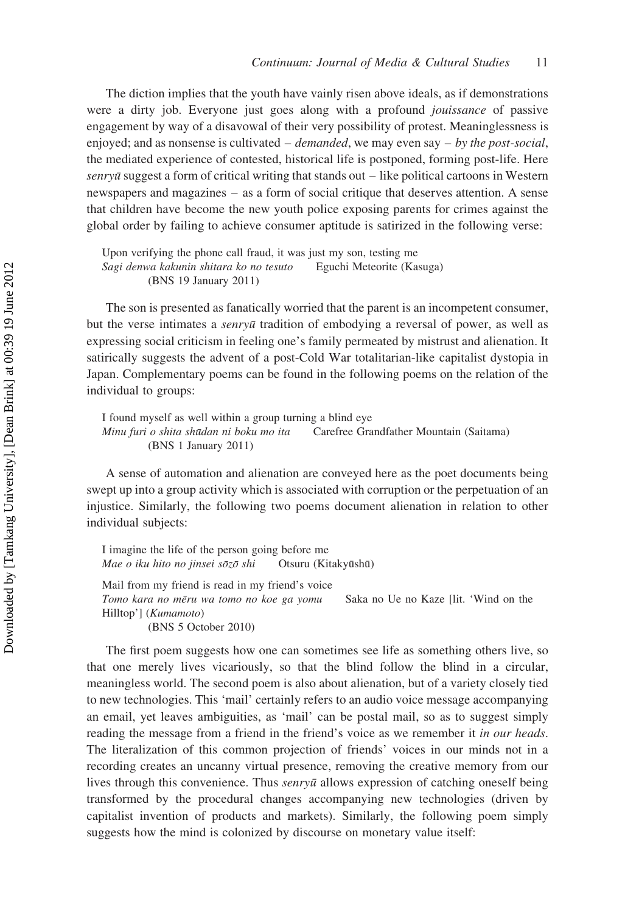The diction implies that the youth have vainly risen above ideals, as if demonstrations were a dirty job. Everyone just goes along with a profound *jouissance* of passive engagement by way of a disavowal of their very possibility of protest. Meaninglessness is enjoyed; and as nonsense is cultivated – *demanded*, we may even say – *by the post-social*, the mediated experience of contested, historical life is postponed, forming post-life. Here *senryū* suggest a form of critical writing that stands out – like political cartoons in Western newspapers and magazines – as a form of social critique that deserves attention. A sense that children have become the new youth police exposing parents for crimes against the global order by failing to achieve consumer aptitude is satirized in the following verse:

> Upon verifying the phone call fraud, it was just my son, testing me
> *Sagi denwa kakunin shitara ko no tesuto* Eguchi Meteorite (Kasuga)
> (BNS 19 January 2011)

The son is presented as fanatically worried that the parent is an incompetent consumer, but the verse intimates a *senryū* tradition of embodying a reversal of power, as well as expressing social criticism in feeling one's family permeated by mistrust and alienation. It satirically suggests the advent of a post-Cold War totalitarian-like capitalist dystopia in Japan. Complementary poems can be found in the following poems on the relation of the individual to groups:

> I found myself as well within a group turning a blind eye
> *Minu furi o shita shūdan ni boku mo ita* Carefree Grandfather Mountain (Saitama)
> (BNS 1 January 2011)

A sense of automation and alienation are conveyed here as the poet documents being swept up into a group activity which is associated with corruption or the perpetuation of an injustice. Similarly, the following two poems document alienation in relation to other individual subjects:

> I imagine the life of the person going before me
> *Mae o iku hito no jinsei sōzō shi* Otsuru (Kitakyūshū)
>
> Mail from my friend is read in my friend's voice
> *Tomo kara no mēru wa tomo no koe ga yomu* Saka no Ue no Kaze [lit. 'Wind on the Hilltop'] (*Kumamoto*)
> (BNS 5 October 2010)

The first poem suggests how one can sometimes see life as something others live, so that one merely lives vicariously, so that the blind follow the blind in a circular, meaningless world. The second poem is also about alienation, but of a variety closely tied to new technologies. This 'mail' certainly refers to an audio voice message accompanying an email, yet leaves ambiguities, as 'mail' can be postal mail, so as to suggest simply reading the message from a friend in the friend's voice as we remember it *in our heads*. The literalization of this common projection of friends' voices in our minds not in a recording creates an uncanny virtual presence, removing the creative memory from our lives through this convenience. Thus *senryū* allows expression of catching oneself being transformed by the procedural changes accompanying new technologies (driven by capitalist invention of products and markets). Similarly, the following poem simply suggests how the mind is colonized by discourse on monetary value itself: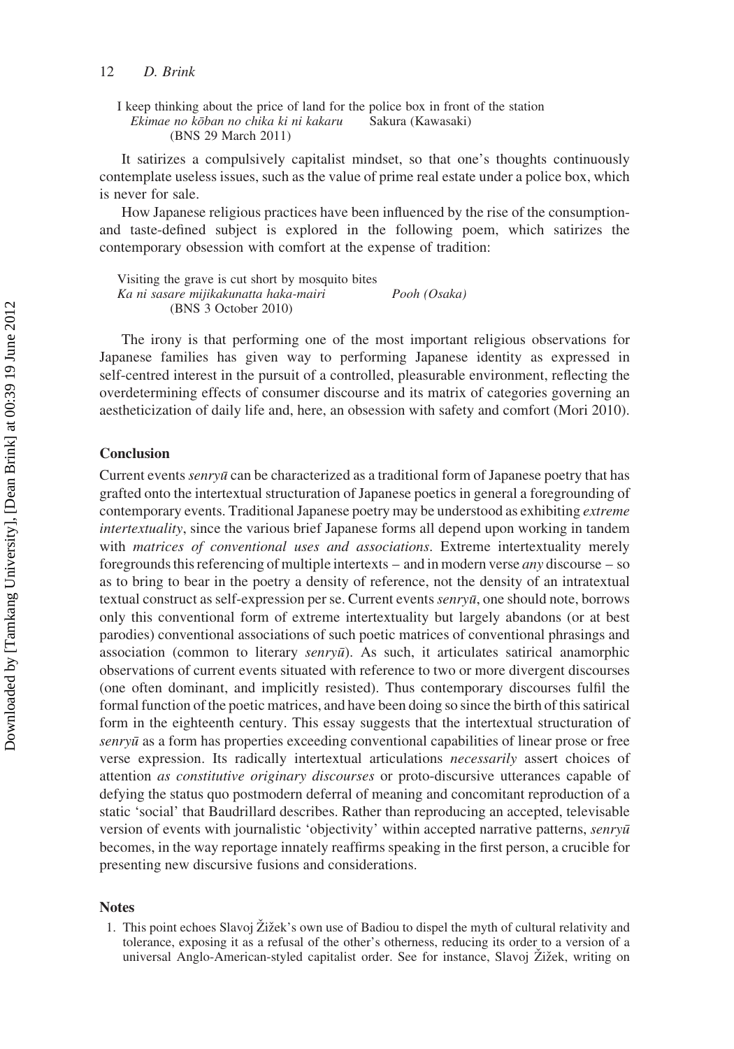I keep thinking about the price of land for the police box in front of the station
*Ekimae no kōban no chika ki ni kakaru* Sakura (Kawasaki)
(BNS 29 March 2011)

It satirizes a compulsively capitalist mindset, so that one's thoughts continuously contemplate useless issues, such as the value of prime real estate under a police box, which is never for sale.

How Japanese religious practices have been influenced by the rise of the consumption- and taste-defined subject is explored in the following poem, which satirizes the contemporary obsession with comfort at the expense of tradition:

Visiting the grave is cut short by mosquito bites
*Ka ni sasare mijikakunatta haka-mairi* *Pooh (Osaka)*
(BNS 3 October 2010)

The irony is that performing one of the most important religious observations for Japanese families has given way to performing Japanese identity as expressed in self-centred interest in the pursuit of a controlled, pleasurable environment, reflecting the overdetermining effects of consumer discourse and its matrix of categories governing an aestheticization of daily life and, here, an obsession with safety and comfort (Mori 2010).

## Conclusion

Current events *senryū* can be characterized as a traditional form of Japanese poetry that has grafted onto the intertextual structuration of Japanese poetics in general a foregrounding of contemporary events. Traditional Japanese poetry may be understood as exhibiting *extreme intertextuality*, since the various brief Japanese forms all depend upon working in tandem with *matrices of conventional uses and associations*. Extreme intertextuality merely foregrounds this referencing of multiple intertexts – and in modern verse *any* discourse – so as to bring to bear in the poetry a density of reference, not the density of an intratextual textual construct as self-expression per se. Current events *senryū*, one should note, borrows only this conventional form of extreme intertextuality but largely abandons (or at best parodies) conventional associations of such poetic matrices of conventional phrasings and association (common to literary *senryū*). As such, it articulates satirical anamorphic observations of current events situated with reference to two or more divergent discourses (one often dominant, and implicitly resisted). Thus contemporary discourses fulfil the formal function of the poetic matrices, and have been doing so since the birth of this satirical form in the eighteenth century. This essay suggests that the intertextual structuration of *senryū* as a form has properties exceeding conventional capabilities of linear prose or free verse expression. Its radically intertextual articulations *necessarily* assert choices of attention *as constitutive originary discourses* or proto-discursive utterances capable of defying the status quo postmodern deferral of meaning and concomitant reproduction of a static 'social' that Baudrillard describes. Rather than reproducing an accepted, televisable version of events with journalistic 'objectivity' within accepted narrative patterns, *senryū* becomes, in the way reportage innately reaffirms speaking in the first person, a crucible for presenting new discursive fusions and considerations.

## Notes

1. This point echoes Slavoj Žižek's own use of Badiou to dispel the myth of cultural relativity and tolerance, exposing it as a refusal of the other's otherness, reducing its order to a version of a universal Anglo-American-styled capitalist order. See for instance, Slavoj Žižek, writing on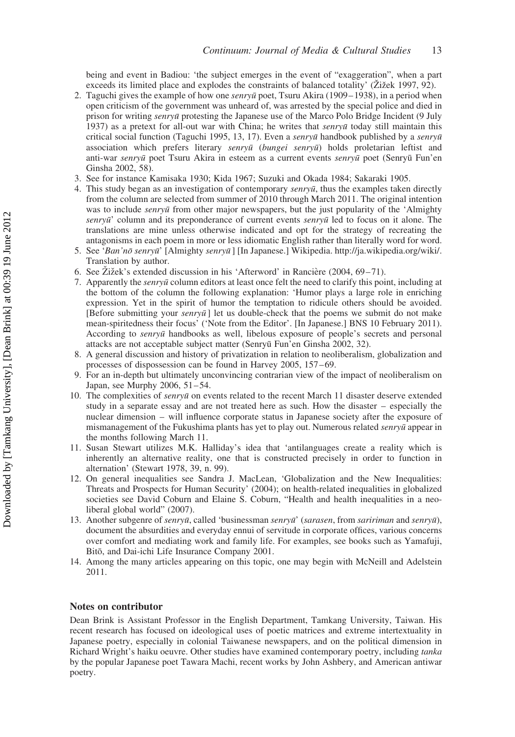being and event in Badiou: 'the subject emerges in the event of "exaggeration", when a part exceeds its limited place and explodes the constraints of balanced totality' (Žižek 1997, 92).

2. Taguchi gives the example of how one *senryū* poet, Tsuru Akira (1909–1938), in a period when open criticism of the government was unheard of, was arrested by the special police and died in prison for writing *senryū* protesting the Japanese use of the Marco Polo Bridge Incident (9 July 1937) as a pretext for all-out war with China; he writes that *senryū* today still maintain this critical social function (Taguchi 1995, 13, 17). Even a *senryū* handbook published by a *senryū* association which prefers literary *senryū* (*bungei senryū*) holds proletarian leftist and anti-war *senryū* poet Tsuru Akira in esteem as a current events *senryū* poet (Senryū Fun'en Ginsha 2002, 58).
3. See for instance Kamisaka 1930; Kida 1967; Suzuki and Okada 1984; Sakaraki 1905.
4. This study began as an investigation of contemporary *senryū*, thus the examples taken directly from the column are selected from summer of 2010 through March 2011. The original intention was to include *senryū* from other major newspapers, but the just popularity of the 'Almighty *senryū*' column and its preponderance of current events *senryū* led to focus on it alone. The translations are mine unless otherwise indicated and opt for the strategy of recreating the antagonisms in each poem in more or less idiomatic English rather than literally word for word.
5. See '*Ban'nō senryū*' [Almighty *senryū*] [In Japanese.] Wikipedia. http://ja.wikipedia.org/wiki/. Translation by author.
6. See Žižek's extended discussion in his 'Afterword' in Rancière (2004, 69–71).
7. Apparently the *senryū* column editors at least once felt the need to clarify this point, including at the bottom of the column the following explanation: 'Humor plays a large role in enriching expression. Yet in the spirit of humor the temptation to ridicule others should be avoided. [Before submitting your *senryū*] let us double-check that the poems we submit do not make mean-spiritedness their focus' ('Note from the Editor'. [In Japanese.] BNS 10 February 2011). According to *senryū* handbooks as well, libelous exposure of people's secrets and personal attacks are not acceptable subject matter (Senryū Fun'en Ginsha 2002, 32).
8. A general discussion and history of privatization in relation to neoliberalism, globalization and processes of dispossession can be found in Harvey 2005, 157–69.
9. For an in-depth but ultimately unconvincing contrarian view of the impact of neoliberalism on Japan, see Murphy 2006, 51–54.
10. The complexities of *senryū* on events related to the recent March 11 disaster deserve extended study in a separate essay and are not treated here as such. How the disaster – especially the nuclear dimension – will influence corporate status in Japanese society after the exposure of mismanagement of the Fukushima plants has yet to play out. Numerous related *senryū* appear in the months following March 11.
11. Susan Stewart utilizes M.K. Halliday's idea that 'antilanguages create a reality which is inherently an alternative reality, one that is constructed precisely in order to function in alternation' (Stewart 1978, 39, n. 99).
12. On general inequalities see Sandra J. MacLean, 'Globalization and the New Inequalities: Threats and Prospects for Human Security' (2004); on health-related inequalities in globalized societies see David Coburn and Elaine S. Coburn, "Health and health inequalities in a neo-liberal global world" (2007).
13. Another subgenre of *senryū*, called 'businessman *senryū*' (*sarasen*, from *saririman* and *senryū*), document the absurdities and everyday ennui of servitude in corporate offices, various concerns over comfort and mediating work and family life. For examples, see books such as Yamafuji, Bitō, and Dai-ichi Life Insurance Company 2001.
14. Among the many articles appearing on this topic, one may begin with McNeill and Adelstein 2011.

## Notes on contributor

Dean Brink is Assistant Professor in the English Department, Tamkang University, Taiwan. His recent research has focused on ideological uses of poetic matrices and extreme intertextuality in Japanese poetry, especially in colonial Taiwanese newspapers, and on the political dimension in Richard Wright's haiku oeuvre. Other studies have examined contemporary poetry, including *tanka* by the popular Japanese poet Tawara Machi, recent works by John Ashbery, and American antiwar poetry.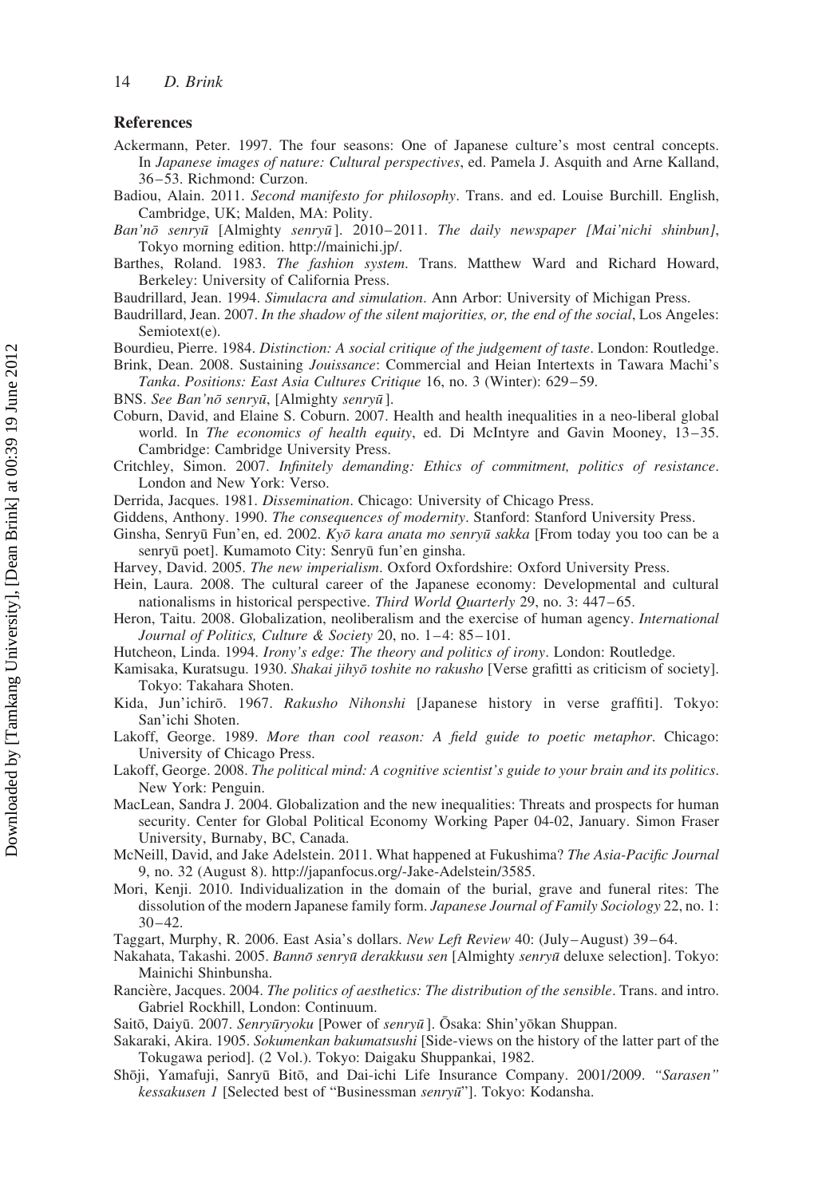## References

Ackermann, Peter. 1997. The four seasons: One of Japanese culture's most central concepts. In *Japanese images of nature: Cultural perspectives*, ed. Pamela J. Asquith and Arne Kalland, 36–53. Richmond: Curzon.

Badiou, Alain. 2011. *Second manifesto for philosophy*. Trans. and ed. Louise Burchill. English, Cambridge, UK; Malden, MA: Polity.

*Ban'nō senryū* [Almighty *senryū*]. 2010–2011. *The daily newspaper [Mai'nichi shinbun]*, Tokyo morning edition. http://mainichi.jp/.

Barthes, Roland. 1983. *The fashion system*. Trans. Matthew Ward and Richard Howard, Berkeley: University of California Press.

Baudrillard, Jean. 1994. *Simulacra and simulation*. Ann Arbor: University of Michigan Press.

Baudrillard, Jean. 2007. *In the shadow of the silent majorities, or, the end of the social*, Los Angeles: Semiotext(e).

Bourdieu, Pierre. 1984. *Distinction: A social critique of the judgement of taste*. London: Routledge.

Brink, Dean. 2008. Sustaining *Jouissance*: Commercial and Heian Intertexts in Tawara Machi's *Tanka*. *Positions: East Asia Cultures Critique* 16, no. 3 (Winter): 629–59.

BNS. *See Ban'nō senryū*, [Almighty *senryū*].

Coburn, David, and Elaine S. Coburn. 2007. Health and health inequalities in a neo-liberal global world. In *The economics of health equity*, ed. Di McIntyre and Gavin Mooney, 13–35. Cambridge: Cambridge University Press.

Critchley, Simon. 2007. *Infinitely demanding: Ethics of commitment, politics of resistance*. London and New York: Verso.

Derrida, Jacques. 1981. *Dissemination*. Chicago: University of Chicago Press.

Giddens, Anthony. 1990. *The consequences of modernity*. Stanford: Stanford University Press.

Ginsha, Senryū Fun'en, ed. 2002. *Kyō kara anata mo senryū sakka* [From today you too can be a senryū poet]. Kumamoto City: Senryū fun'en ginsha.

Harvey, David. 2005. *The new imperialism*. Oxford Oxfordshire: Oxford University Press.

Hein, Laura. 2008. The cultural career of the Japanese economy: Developmental and cultural nationalisms in historical perspective. *Third World Quarterly* 29, no. 3: 447–65.

Heron, Taitu. 2008. Globalization, neoliberalism and the exercise of human agency. *International Journal of Politics, Culture & Society* 20, no. 1–4: 85–101.

Hutcheon, Linda. 1994. *Irony's edge: The theory and politics of irony*. London: Routledge.

Kamisaka, Kuratsugu. 1930. *Shakai jihyō toshite no rakusho* [Verse grafitti as criticism of society]. Tokyo: Takahara Shoten.

Kida, Jun'ichirō. 1967. *Rakusho Nihonshi* [Japanese history in verse graffiti]. Tokyo: San'ichi Shoten.

Lakoff, George. 1989. *More than cool reason: A field guide to poetic metaphor*. Chicago: University of Chicago Press.

Lakoff, George. 2008. *The political mind: A cognitive scientist's guide to your brain and its politics*. New York: Penguin.

MacLean, Sandra J. 2004. Globalization and the new inequalities: Threats and prospects for human security. Center for Global Political Economy Working Paper 04-02, January. Simon Fraser University, Burnaby, BC, Canada.

McNeill, David, and Jake Adelstein. 2011. What happened at Fukushima? *The Asia-Pacific Journal* 9, no. 32 (August 8). http://japanfocus.org/-Jake-Adelstein/3585.

Mori, Kenji. 2010. Individualization in the domain of the burial, grave and funeral rites: The dissolution of the modern Japanese family form. *Japanese Journal of Family Sociology* 22, no. 1: 30–42.

Taggart, Murphy, R. 2006. East Asia's dollars. *New Left Review* 40: (July–August) 39–64.

Nakahata, Takashi. 2005. *Bannō senryū derakkusu sen* [Almighty *senryū* deluxe selection]. Tokyo: Mainichi Shinbunsha.

Rancière, Jacques. 2004. *The politics of aesthetics: The distribution of the sensible*. Trans. and intro. Gabriel Rockhill, London: Continuum.

Saitō, Daiyū. 2007. *Senryūryoku* [Power of *senryū*]. Ōsaka: Shin'yōkan Shuppan.

Sakaraki, Akira. 1905. *Sokumenkan bakumatsushi* [Side-views on the history of the latter part of the Tokugawa period]. (2 Vol.). Tokyo: Daigaku Shuppankai, 1982.

Shōji, Yamafuji, Sanryū Bitō, and Dai-ichi Life Insurance Company. 2001/2009. *"Sarasen" kessakusen 1* [Selected best of "Businessman *senryū*"]. Tokyo: Kodansha.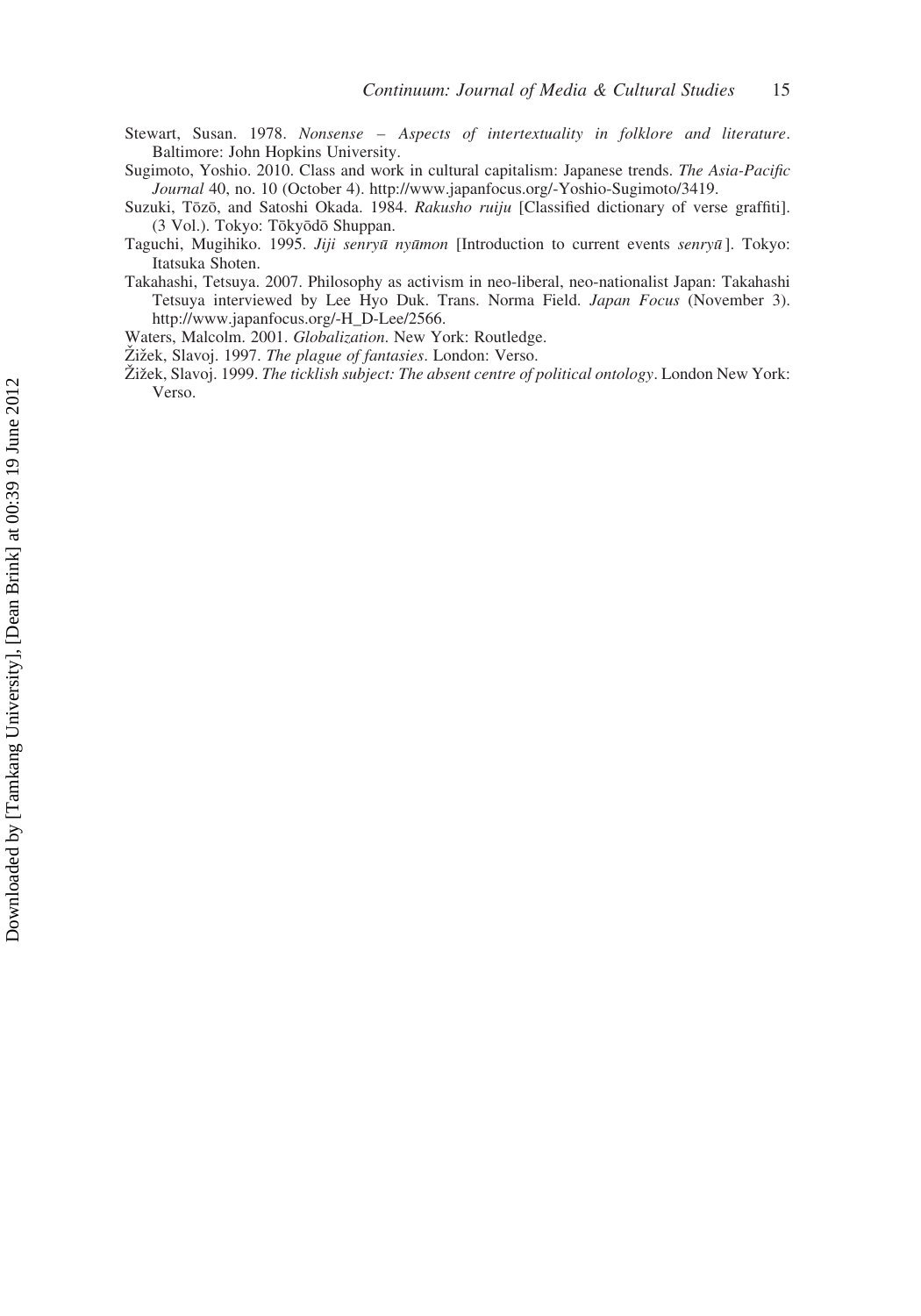Stewart, Susan. 1978. *Nonsense – Aspects of intertextuality in folklore and literature*. Baltimore: John Hopkins University.

Sugimoto, Yoshio. 2010. Class and work in cultural capitalism: Japanese trends. *The Asia-Pacific Journal* 40, no. 10 (October 4). http://www.japanfocus.org/-Yoshio-Sugimoto/3419.

Suzuki, Tōzō, and Satoshi Okada. 1984. *Rakusho ruiju* [Classified dictionary of verse graffiti]. (3 Vol.). Tokyo: Tōkyōdō Shuppan.

Taguchi, Mugihiko. 1995. *Jiji senryū nyūmon* [Introduction to current events *senryū*]. Tokyo: Itatsuka Shoten.

Takahashi, Tetsuya. 2007. Philosophy as activism in neo-liberal, neo-nationalist Japan: Takahashi Tetsuya interviewed by Lee Hyo Duk. Trans. Norma Field. *Japan Focus* (November 3). http://www.japanfocus.org/-H_D-Lee/2566.

Waters, Malcolm. 2001. *Globalization*. New York: Routledge.

Žižek, Slavoj. 1997. *The plague of fantasies*. London: Verso.

Žižek, Slavoj. 1999. *The ticklish subject: The absent centre of political ontology*. London New York: Verso.